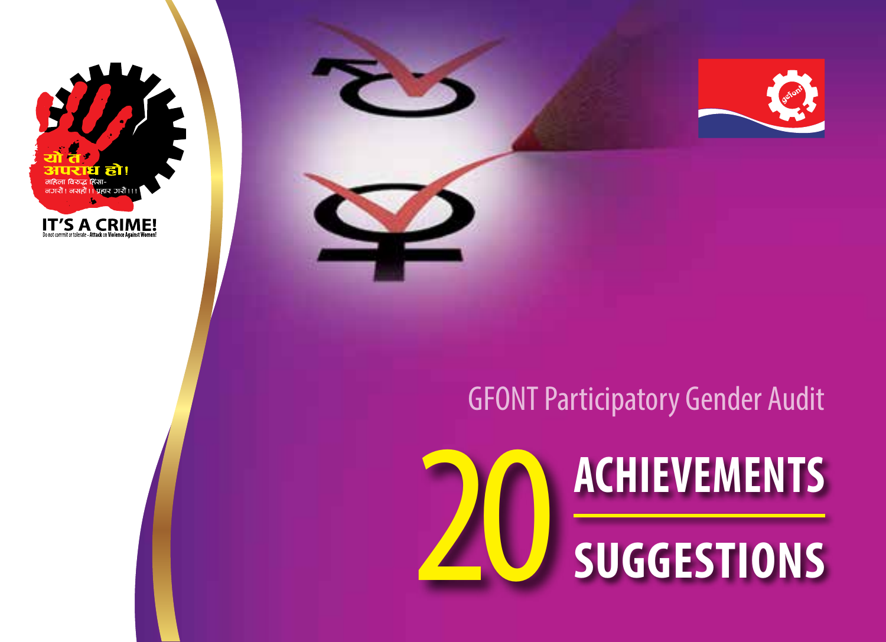यो त अपराध हो!
महिला विरुद्ध हिंसा-
नगरौं । नसहौं ।। प्रहार गरौं ।।।

IT'S A CRIME!
Do not commit or tolerate - Attack on Violence Against Women!

GFONT Participatory Gender Audit

# 20 ACHIEVEMENTS

# SUGGESTIONS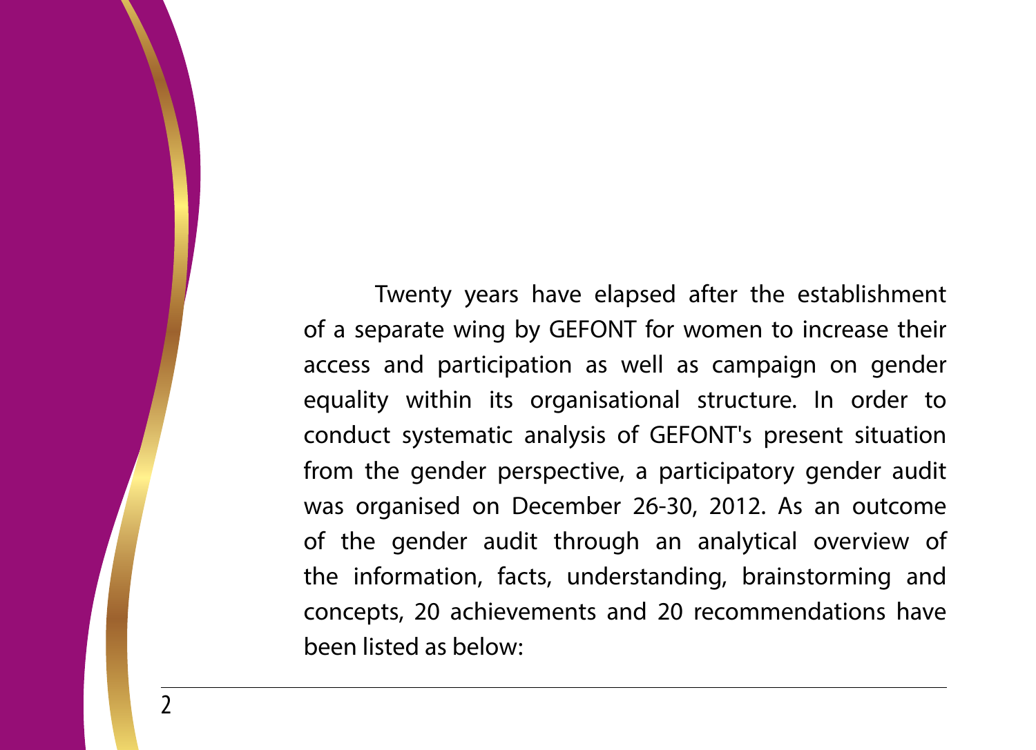Twenty years have elapsed after the establishment of a separate wing by GEFONT for women to increase their access and participation as well as campaign on gender equality within its organisational structure. In order to conduct systematic analysis of GEFONT's present situation from the gender perspective, a participatory gender audit was organised on December 26-30, 2012. As an outcome of the gender audit through an analytical overview of the information, facts, understanding, brainstorming and concepts, 20 achievements and 20 recommendations have been listed as below: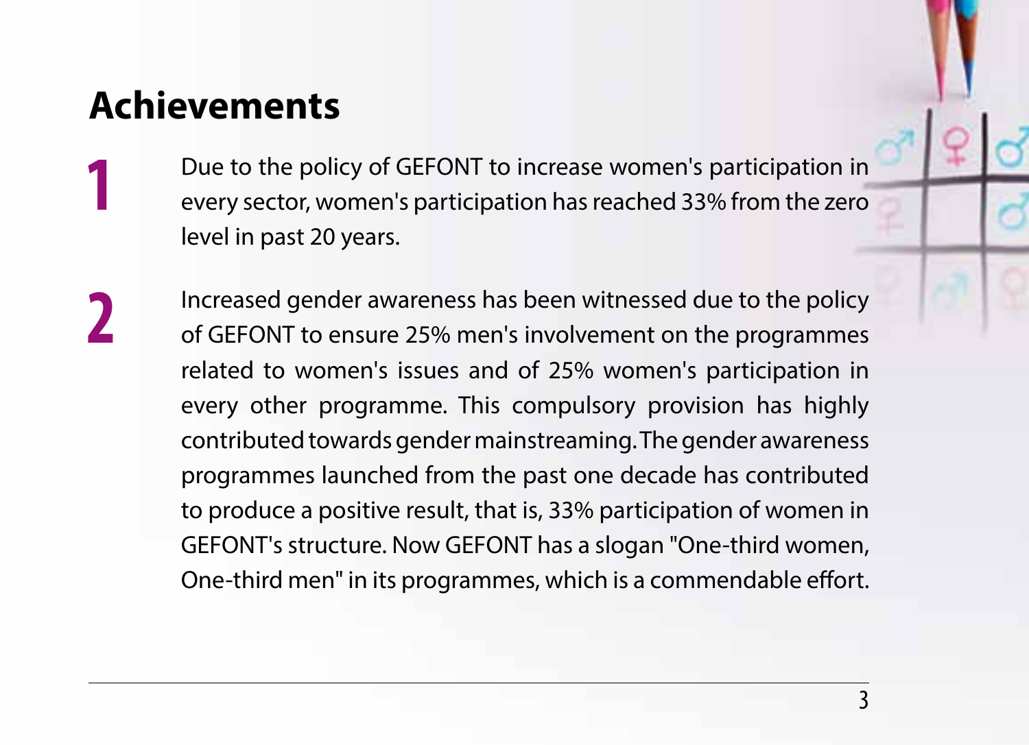## Achievements

1. Due to the policy of GEFONT to increase women's participation in every sector, women's participation has reached 33% from the zero level in past 20 years.

2. Increased gender awareness has been witnessed due to the policy of GEFONT to ensure 25% men's involvement on the programmes related to women's issues and of 25% women's participation in every other programme. This compulsory provision has highly contributed towards gender mainstreaming. The gender awareness programmes launched from the past one decade has contributed to produce a positive result, that is, 33% participation of women in GEFONT's structure. Now GEFONT has a slogan "One-third women, One-third men" in its programmes, which is a commendable effort.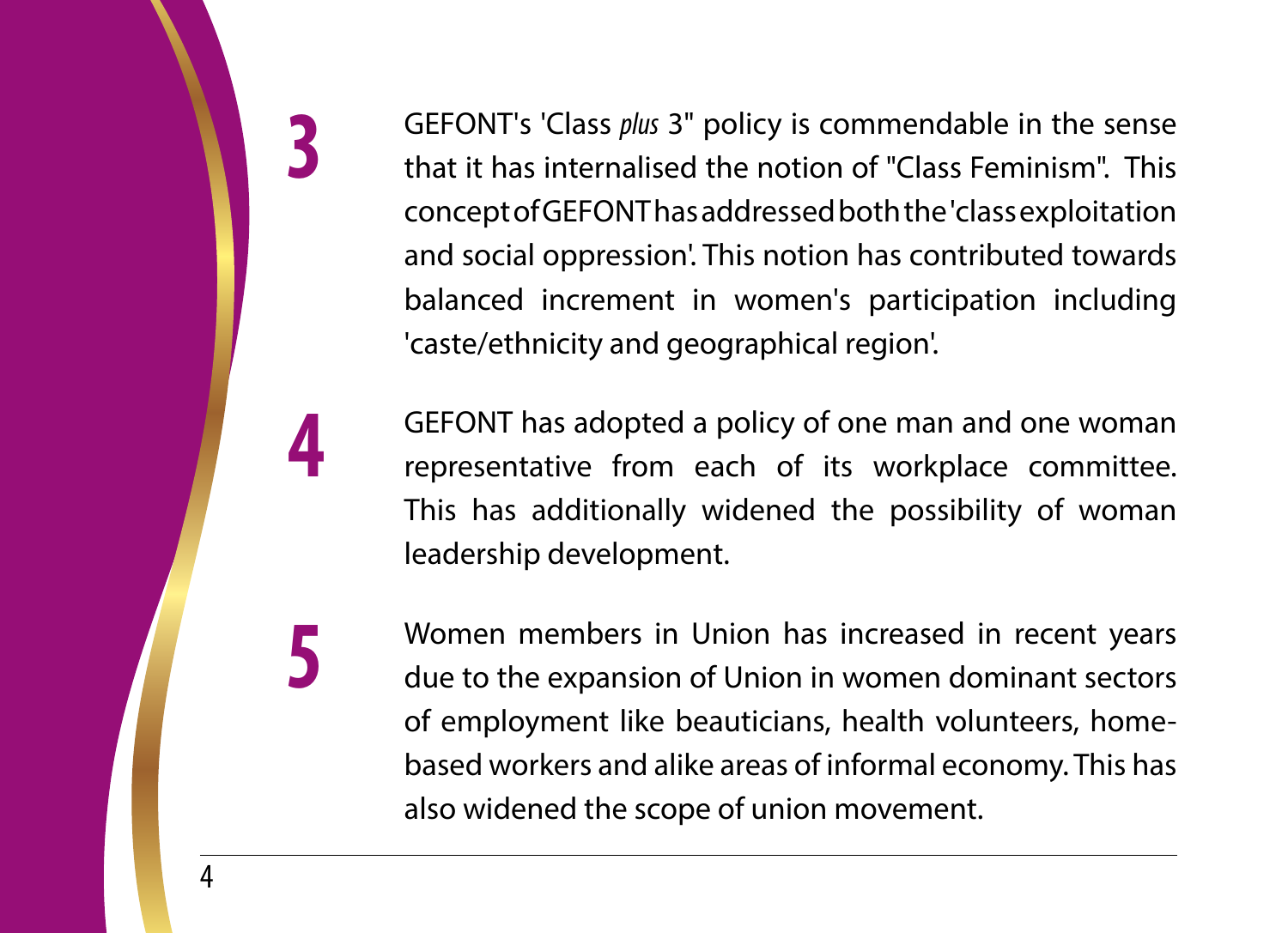**3** GEFONT's 'Class *plus* 3" policy is commendable in the sense that it has internalised the notion of "Class Feminism". This concept of GEFONT has addressed both the 'class exploitation and social oppression'. This notion has contributed towards balanced increment in women's participation including 'caste/ethnicity and geographical region'.

**4** GEFONT has adopted a policy of one man and one woman representative from each of its workplace committee. This has additionally widened the possibility of woman leadership development.

**5** Women members in Union has increased in recent years due to the expansion of Union in women dominant sectors of employment like beauticians, health volunteers, home-based workers and alike areas of informal economy. This has also widened the scope of union movement.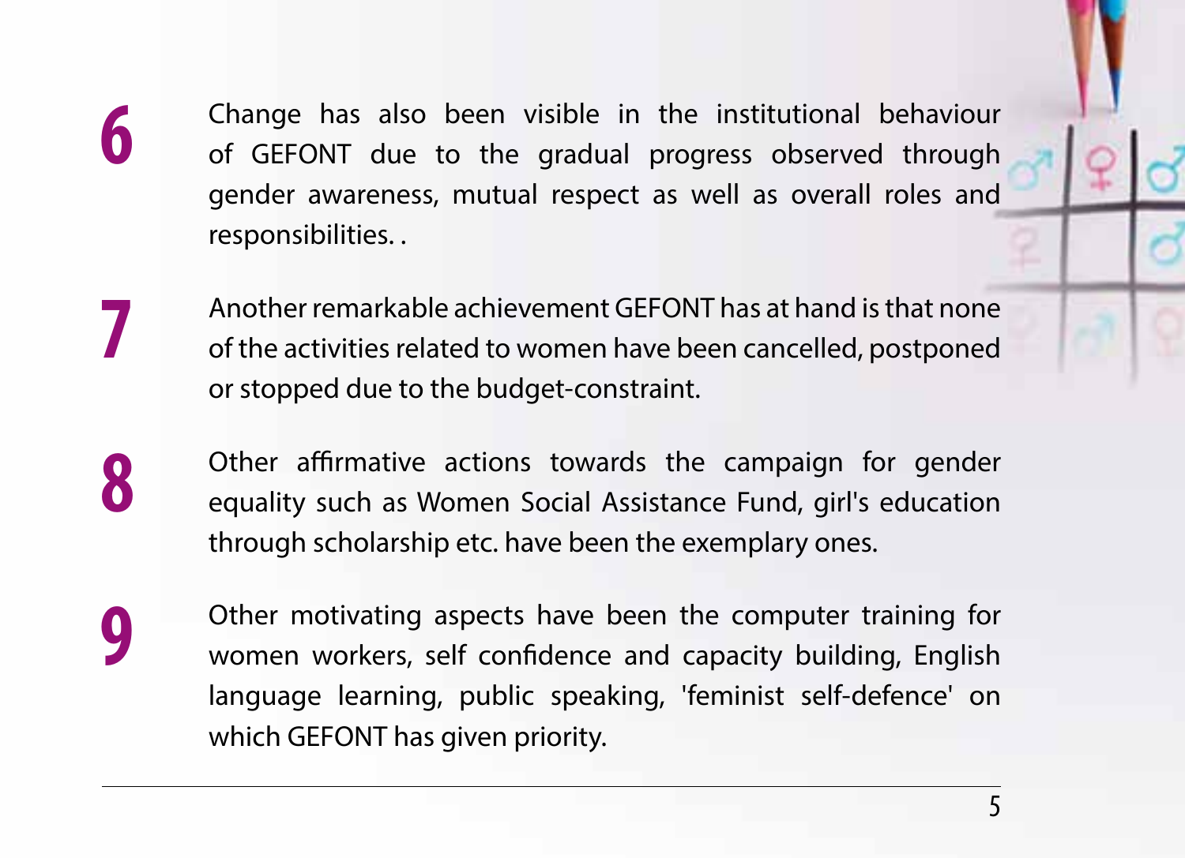**6** Change has also been visible in the institutional behaviour of GEFONT due to the gradual progress observed through gender awareness, mutual respect as well as overall roles and responsibilities. .

**7** Another remarkable achievement GEFONT has at hand is that none of the activities related to women have been cancelled, postponed or stopped due to the budget-constraint.

**8** Other affirmative actions towards the campaign for gender equality such as Women Social Assistance Fund, girl's education through scholarship etc. have been the exemplary ones.

**9** Other motivating aspects have been the computer training for women workers, self confidence and capacity building, English language learning, public speaking, 'feminist self-defence' on which GEFONT has given priority.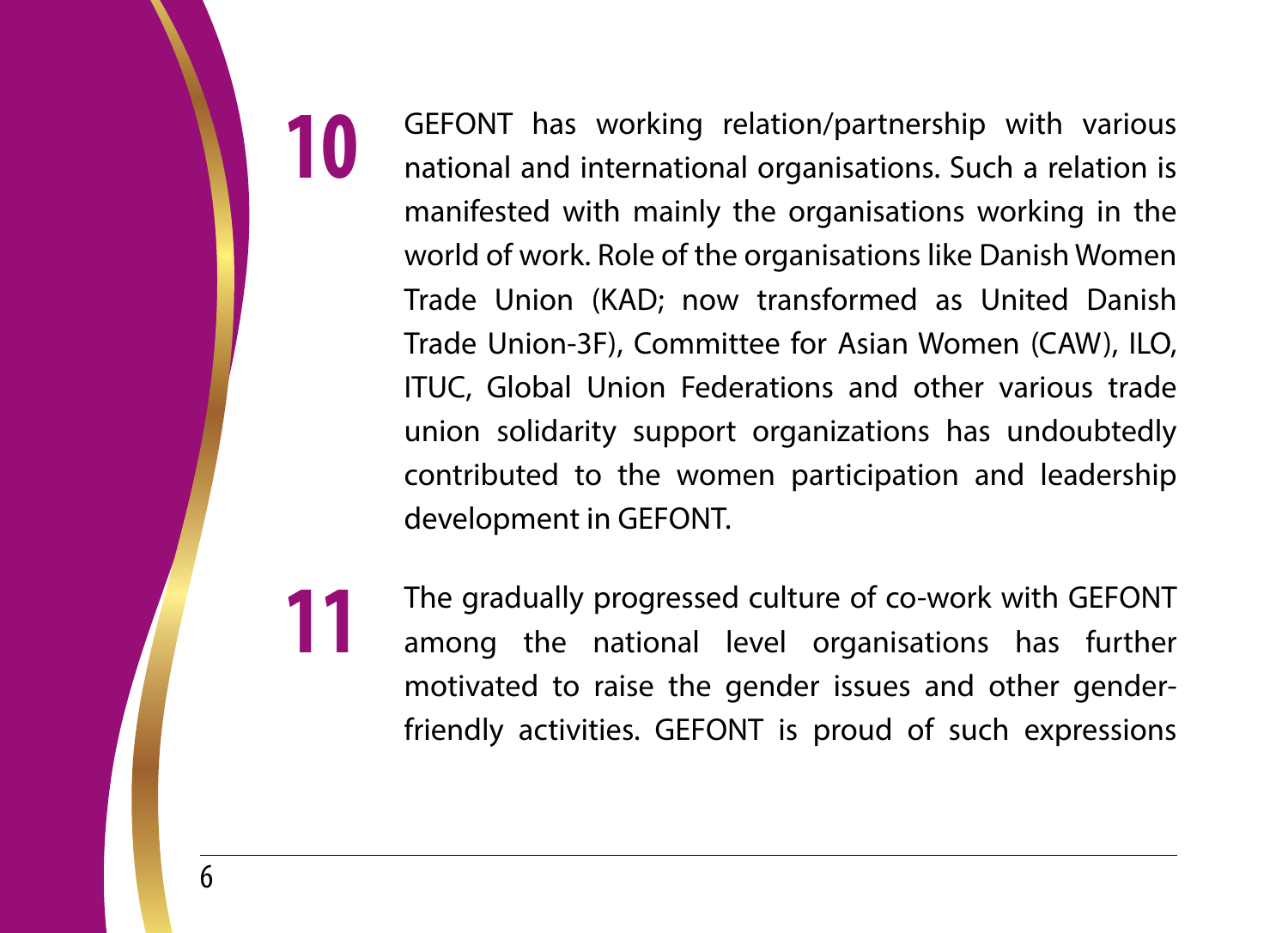**10** GEFONT has working relation/partnership with various national and international organisations. Such a relation is manifested with mainly the organisations working in the world of work. Role of the organisations like Danish Women Trade Union (KAD; now transformed as United Danish Trade Union-3F), Committee for Asian Women (CAW), ILO, ITUC, Global Union Federations and other various trade union solidarity support organizations has undoubtedly contributed to the women participation and leadership development in GEFONT.

**11** The gradually progressed culture of co-work with GEFONT among the national level organisations has further motivated to raise the gender issues and other gender-friendly activities. GEFONT is proud of such expressions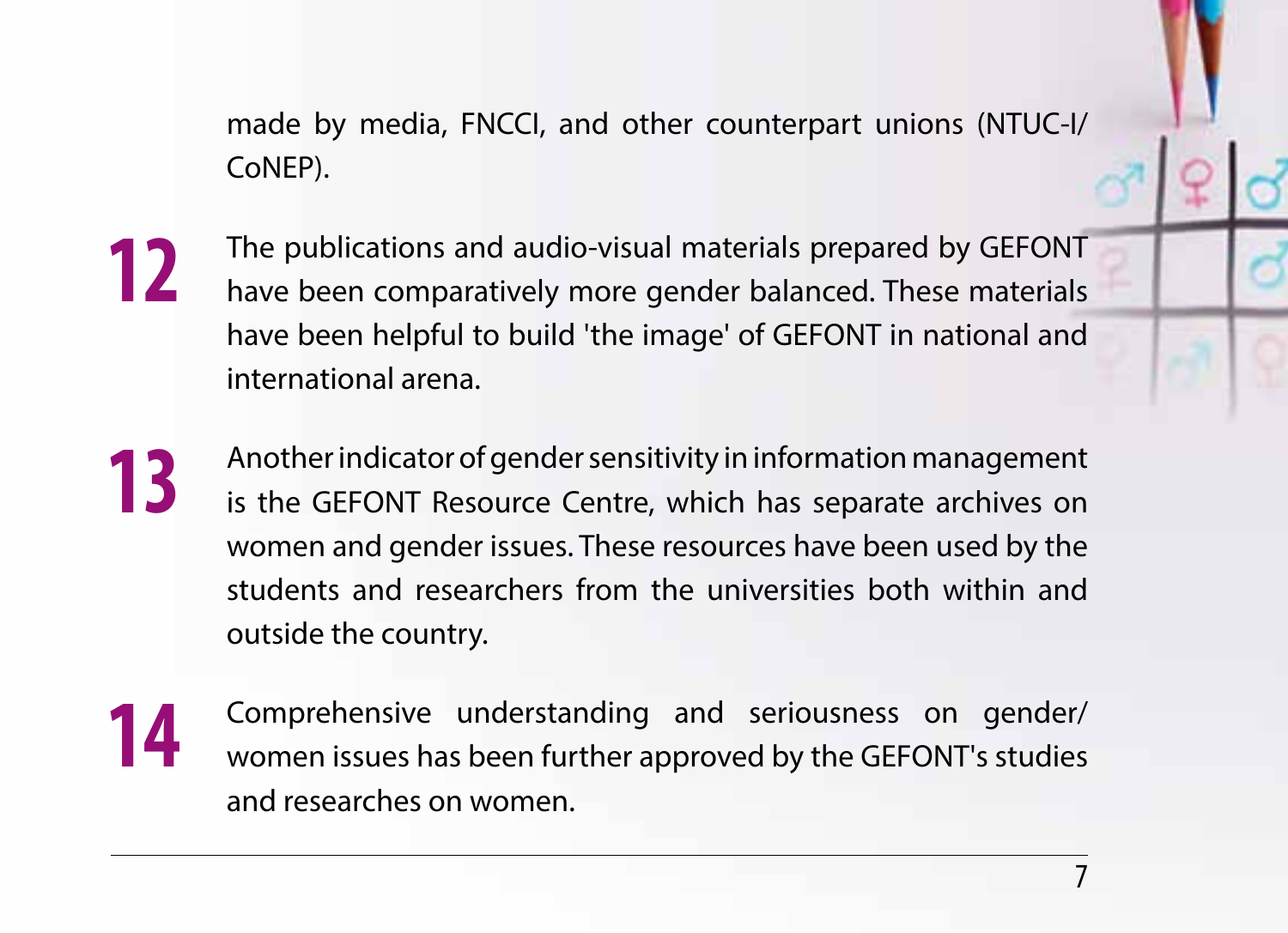made by media, FNCCI, and other counterpart unions (NTUC-I/CoNEP).

**12** The publications and audio-visual materials prepared by GEFONT have been comparatively more gender balanced. These materials have been helpful to build 'the image' of GEFONT in national and international arena.

**13** Another indicator of gender sensitivity in information management is the GEFONT Resource Centre, which has separate archives on women and gender issues. These resources have been used by the students and researchers from the universities both within and outside the country.

**14** Comprehensive understanding and seriousness on gender/women issues has been further approved by the GEFONT's studies and researches on women.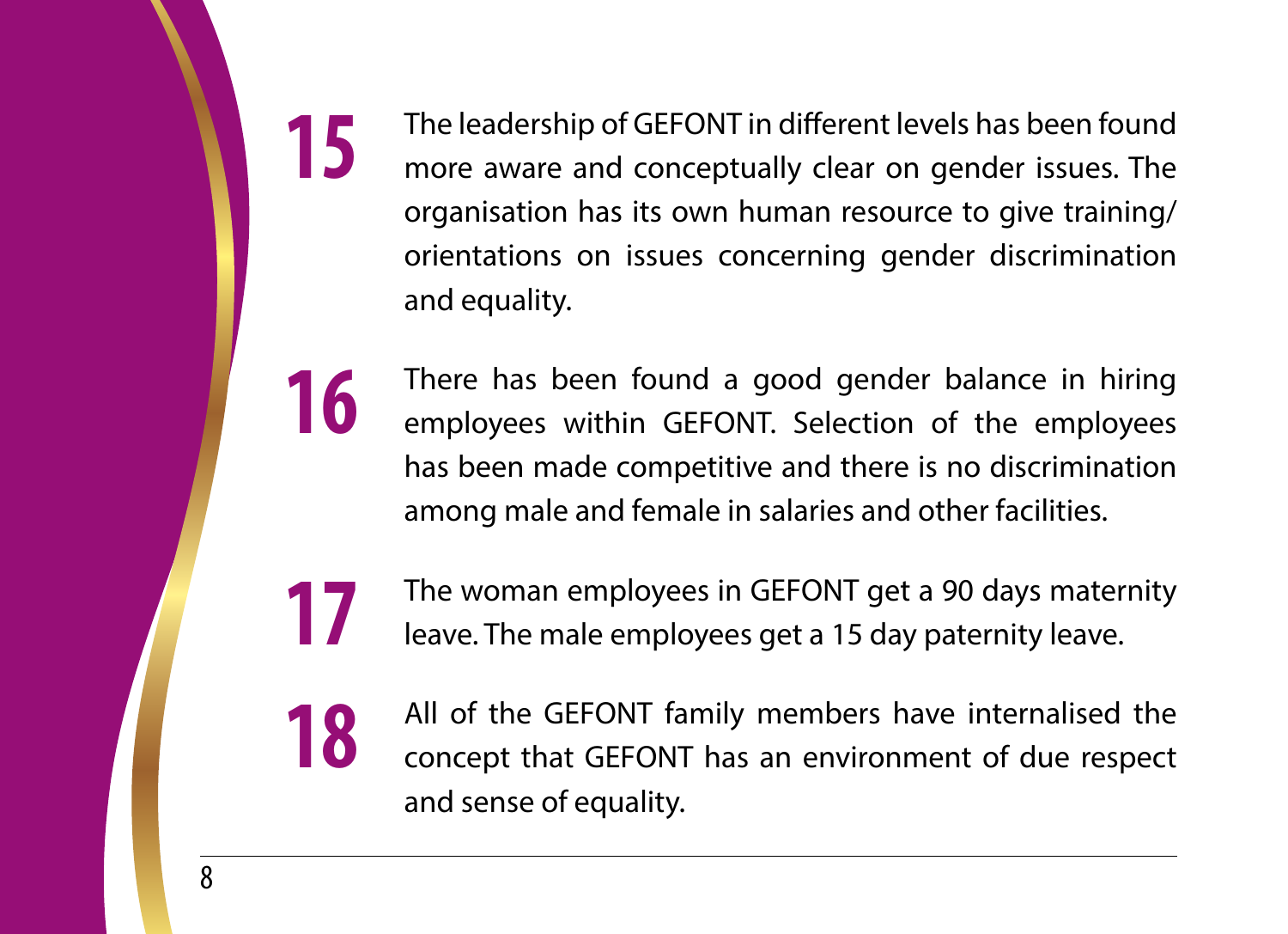**15** The leadership of GEFONT in different levels has been found more aware and conceptually clear on gender issues. The organisation has its own human resource to give training/ orientations on issues concerning gender discrimination and equality.

**16** There has been found a good gender balance in hiring employees within GEFONT. Selection of the employees has been made competitive and there is no discrimination among male and female in salaries and other facilities.

**17** The woman employees in GEFONT get a 90 days maternity leave. The male employees get a 15 day paternity leave.

**18** All of the GEFONT family members have internalised the concept that GEFONT has an environment of due respect and sense of equality.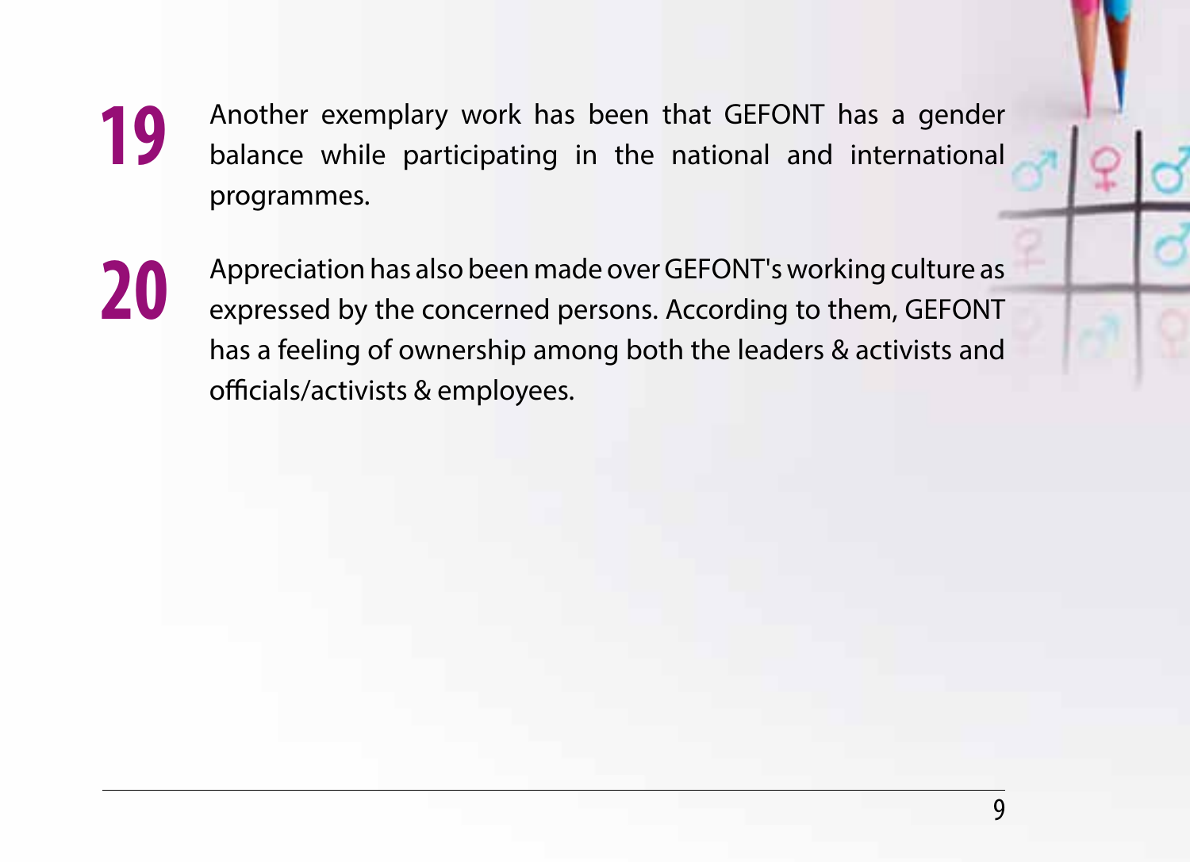**19** Another exemplary work has been that GEFONT has a gender balance while participating in the national and international programmes.

**20** Appreciation has also been made over GEFONT's working culture as expressed by the concerned persons. According to them, GEFONT has a feeling of ownership among both the leaders & activists and officials/activists & employees.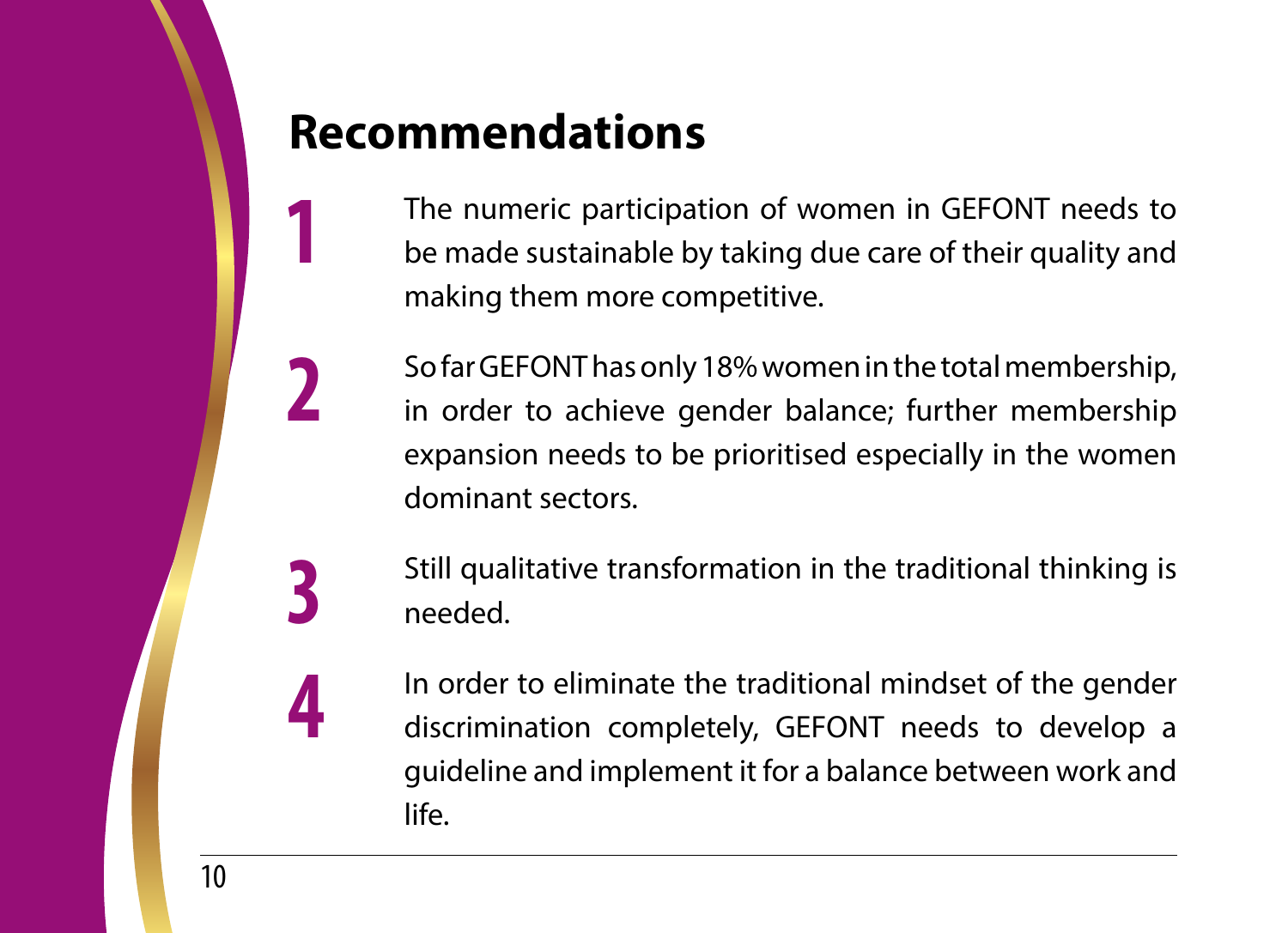# Recommendations

1. The numeric participation of women in GEFONT needs to be made sustainable by taking due care of their quality and making them more competitive.

2. So far GEFONT has only 18% women in the total membership, in order to achieve gender balance; further membership expansion needs to be prioritised especially in the women dominant sectors.

3. Still qualitative transformation in the traditional thinking is needed.

4. In order to eliminate the traditional mindset of the gender discrimination completely, GEFONT needs to develop a guideline and implement it for a balance between work and life.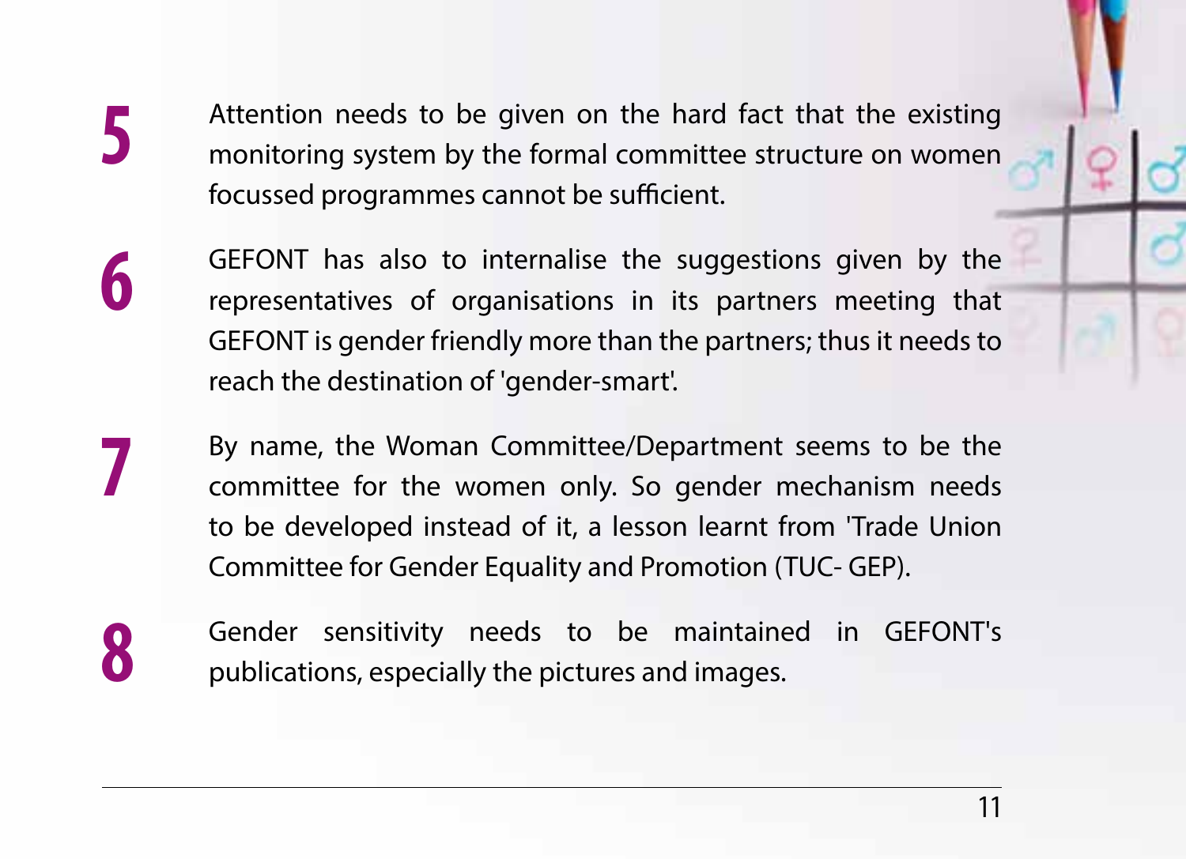5. Attention needs to be given on the hard fact that the existing monitoring system by the formal committee structure on women focussed programmes cannot be sufficient.

6. GEFONT has also to internalise the suggestions given by the representatives of organisations in its partners meeting that GEFONT is gender friendly more than the partners; thus it needs to reach the destination of 'gender-smart'.

7. By name, the Woman Committee/Department seems to be the committee for the women only. So gender mechanism needs to be developed instead of it, a lesson learnt from 'Trade Union Committee for Gender Equality and Promotion (TUC- GEP).

8. Gender sensitivity needs to be maintained in GEFONT's publications, especially the pictures and images.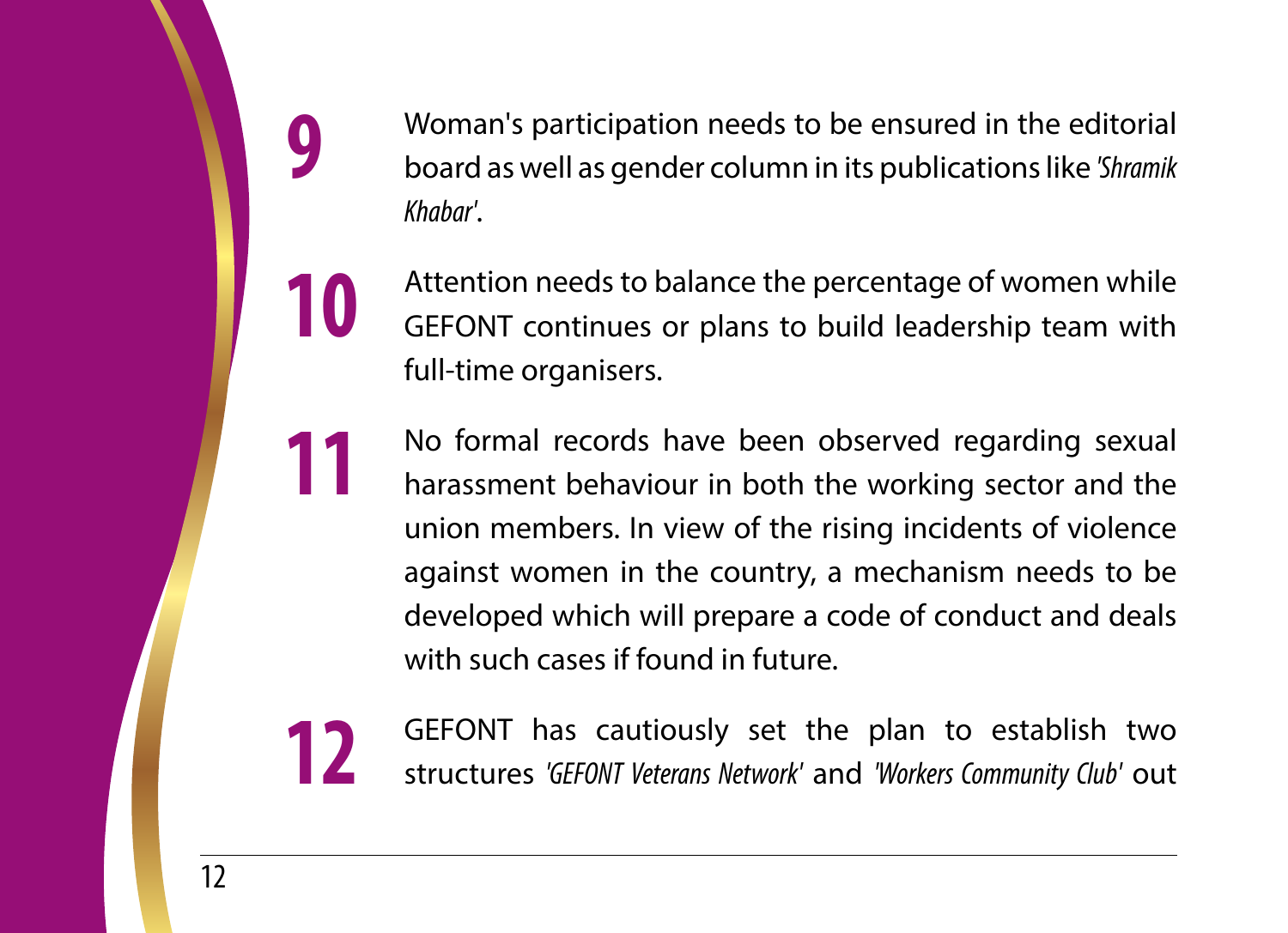9. Woman's participation needs to be ensured in the editorial board as well as gender column in its publications like *'Shramik Khabar'*.

10. Attention needs to balance the percentage of women while GEFONT continues or plans to build leadership team with full-time organisers.

11. No formal records have been observed regarding sexual harassment behaviour in both the working sector and the union members. In view of the rising incidents of violence against women in the country, a mechanism needs to be developed which will prepare a code of conduct and deals with such cases if found in future.

12. GEFONT has cautiously set the plan to establish two structures *'GEFONT Veterans Network'* and *'Workers Community Club'* out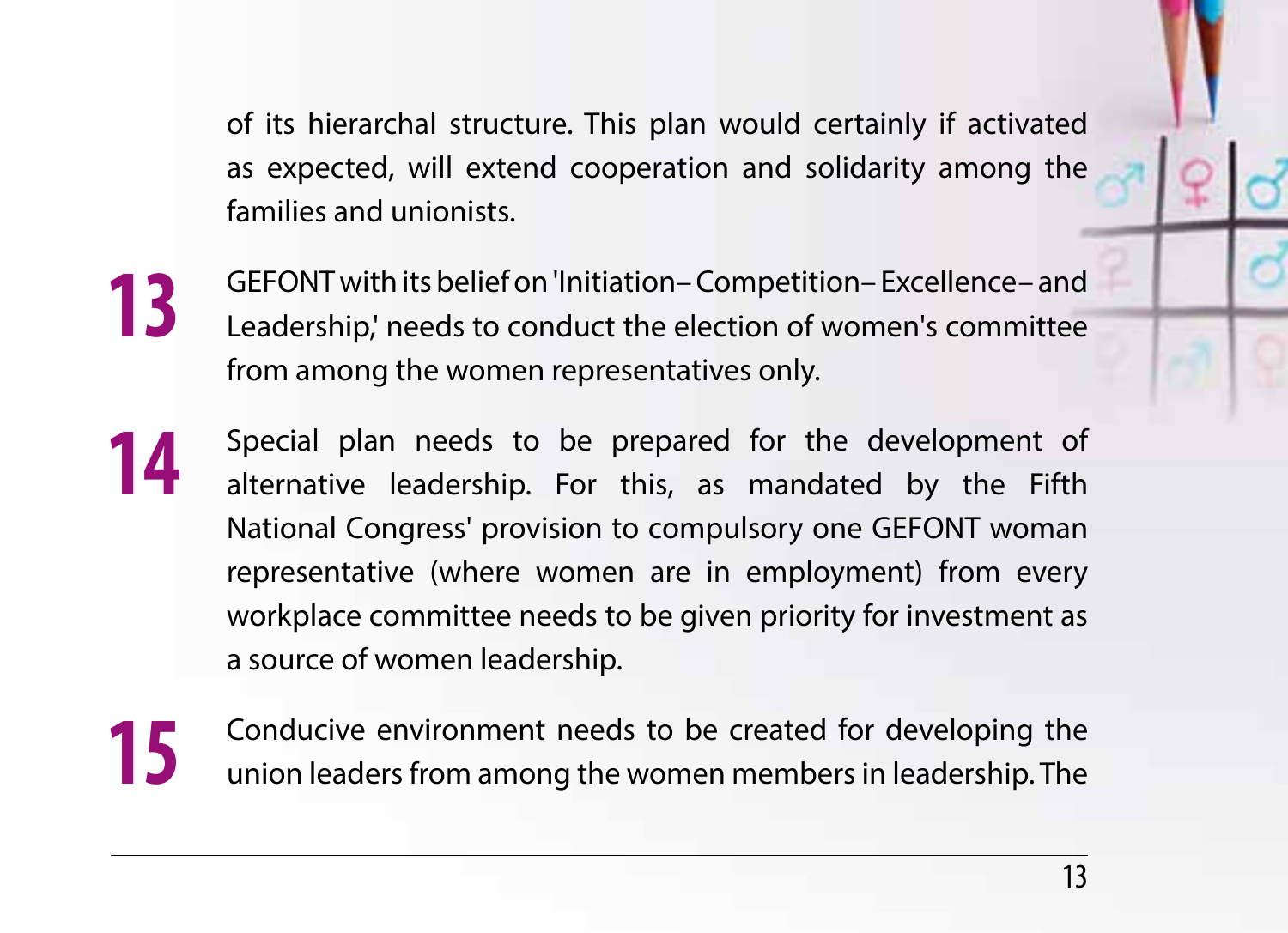of its hierarchal structure. This plan would certainly if activated as expected, will extend cooperation and solidarity among the families and unionists.

**13** GEFONT with its belief on 'Initiation– Competition– Excellence– and Leadership,' needs to conduct the election of women's committee from among the women representatives only.

**14** Special plan needs to be prepared for the development of alternative leadership. For this, as mandated by the Fifth National Congress' provision to compulsory one GEFONT woman representative (where women are in employment) from every workplace committee needs to be given priority for investment as a source of women leadership.

**15** Conducive environment needs to be created for developing the union leaders from among the women members in leadership. The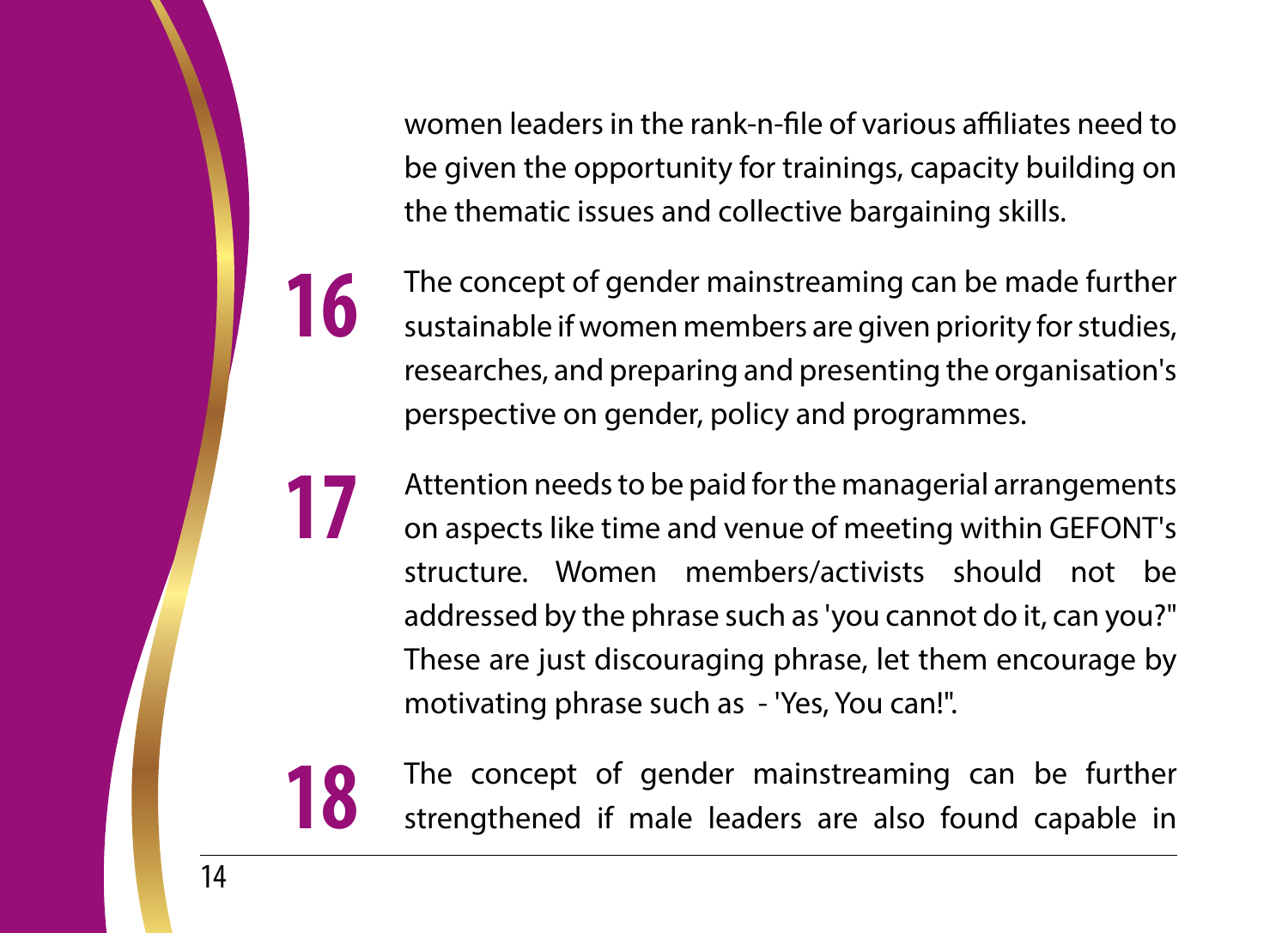women leaders in the rank-n-file of various affiliates need to be given the opportunity for trainings, capacity building on the thematic issues and collective bargaining skills.

**16** The concept of gender mainstreaming can be made further sustainable if women members are given priority for studies, researches, and preparing and presenting the organisation's perspective on gender, policy and programmes.

**17** Attention needs to be paid for the managerial arrangements on aspects like time and venue of meeting within GEFONT's structure. Women members/activists should not be addressed by the phrase such as 'you cannot do it, can you?" These are just discouraging phrase, let them encourage by motivating phrase such as - 'Yes, You can!".

**18** The concept of gender mainstreaming can be further strengthened if male leaders are also found capable in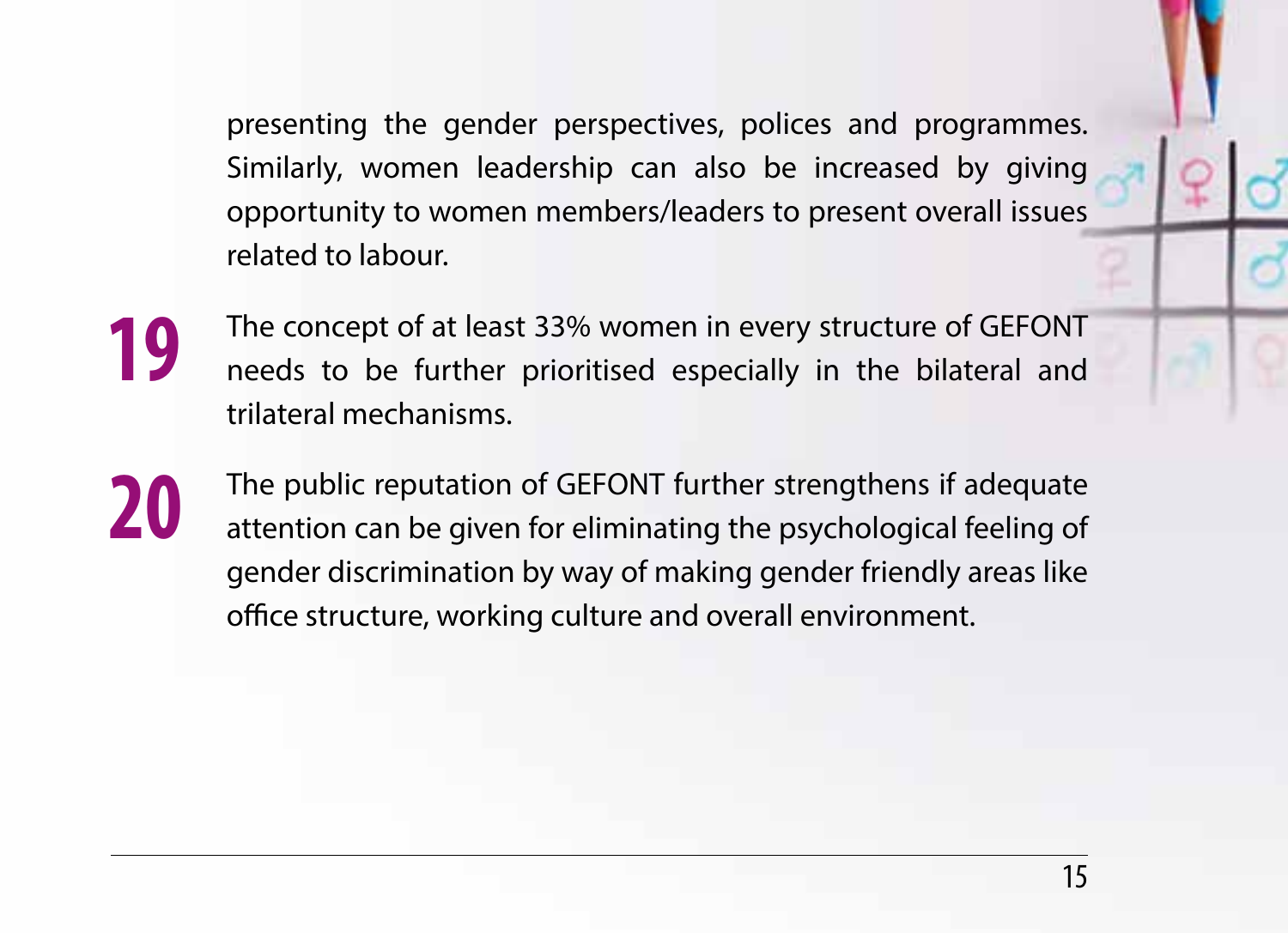presenting the gender perspectives, polices and programmes. Similarly, women leadership can also be increased by giving opportunity to women members/leaders to present overall issues related to labour.

**19** The concept of at least 33% women in every structure of GEFONT needs to be further prioritised especially in the bilateral and trilateral mechanisms.

**20** The public reputation of GEFONT further strengthens if adequate attention can be given for eliminating the psychological feeling of gender discrimination by way of making gender friendly areas like office structure, working culture and overall environment.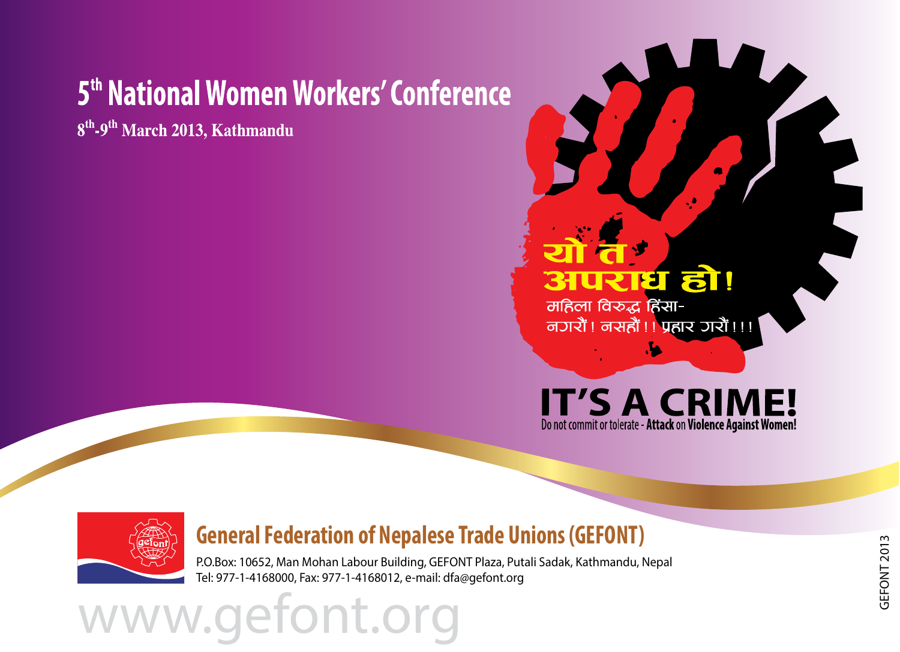# 5th National Women Workers' Conference

**8th-9th March 2013, Kathmandu**

यो त अपराध हो!

महिला विरुद्ध हिंसा-
नगरौं! नसहौं!! प्रहार गरौं!!!

## IT'S A CRIME!

Do not commit or tolerate - **Attack** on **Violence Against Women!**

## General Federation of Nepalese Trade Unions (GEFONT)

P.O.Box: 10652, Man Mohan Labour Building, GEFONT Plaza, Putali Sadak, Kathmandu, Nepal
Tel: 977-1-4168000, Fax: 977-1-4168012, e-mail: dfa@gefont.org

www.gefont.org

GEFONT 2013